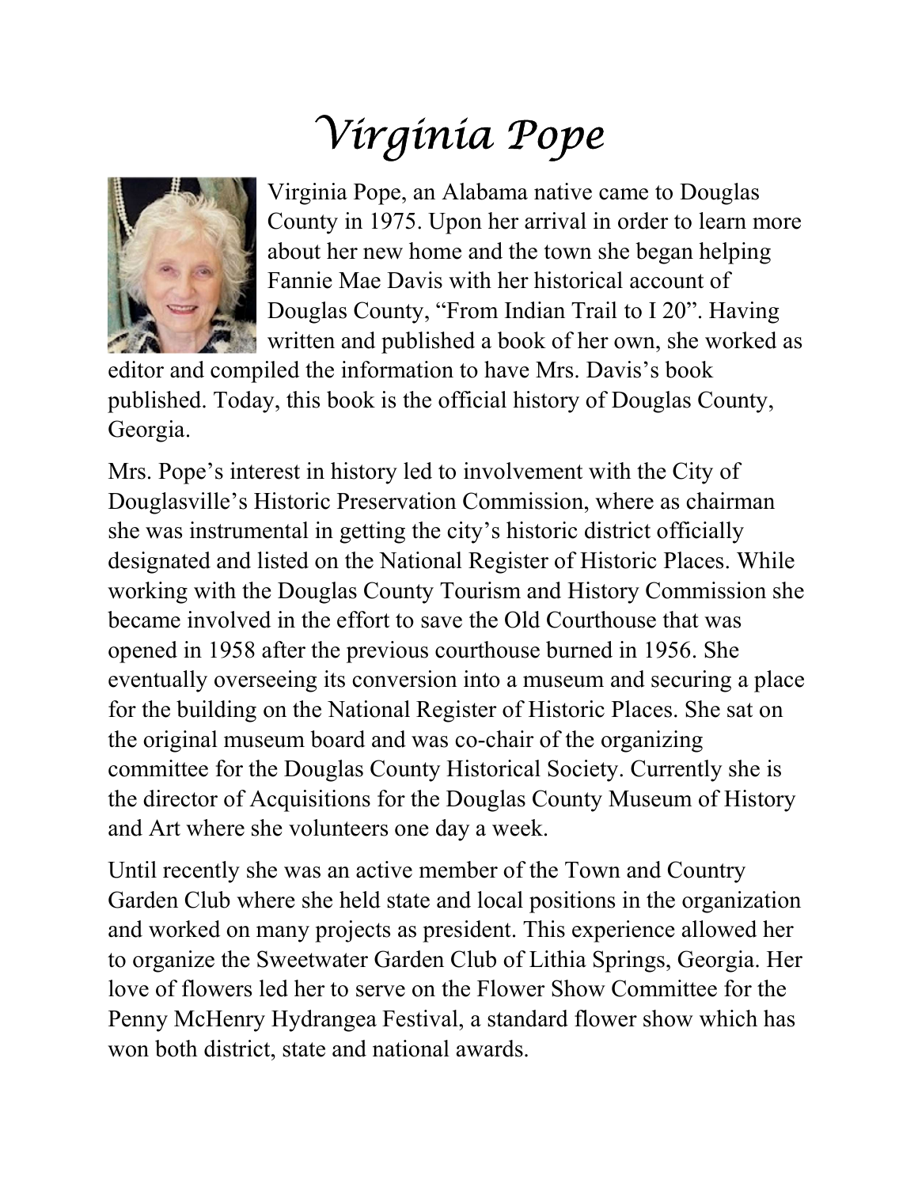# Virginia Pope

Virginia Pope, an Alabama native came to Douglas County in 1975. Upon her arrival in order to learn more about her new home and the town she began helping Fannie Mae Davis with her historical account of Douglas County, "From Indian Trail to I 20". Having written and published a book of her own, she worked as editor and compiled the information to have Mrs. Davis's book published. Today, this book is the official history of Douglas County, Georgia.

Mrs. Pope's interest in history led to involvement with the City of Douglasville's Historic Preservation Commission, where as chairman she was instrumental in getting the city's historic district officially designated and listed on the National Register of Historic Places. While working with the Douglas County Tourism and History Commission she became involved in the effort to save the Old Courthouse that was opened in 1958 after the previous courthouse burned in 1956. She eventually overseeing its conversion into a museum and securing a place for the building on the National Register of Historic Places. She sat on the original museum board and was co-chair of the organizing committee for the Douglas County Historical Society. Currently she is the director of Acquisitions for the Douglas County Museum of History and Art where she volunteers one day a week.

Until recently she was an active member of the Town and Country Garden Club where she held state and local positions in the organization and worked on many projects as president. This experience allowed her to organize the Sweetwater Garden Club of Lithia Springs, Georgia. Her love of flowers led her to serve on the Flower Show Committee for the Penny McHenry Hydrangea Festival, a standard flower show which has won both district, state and national awards.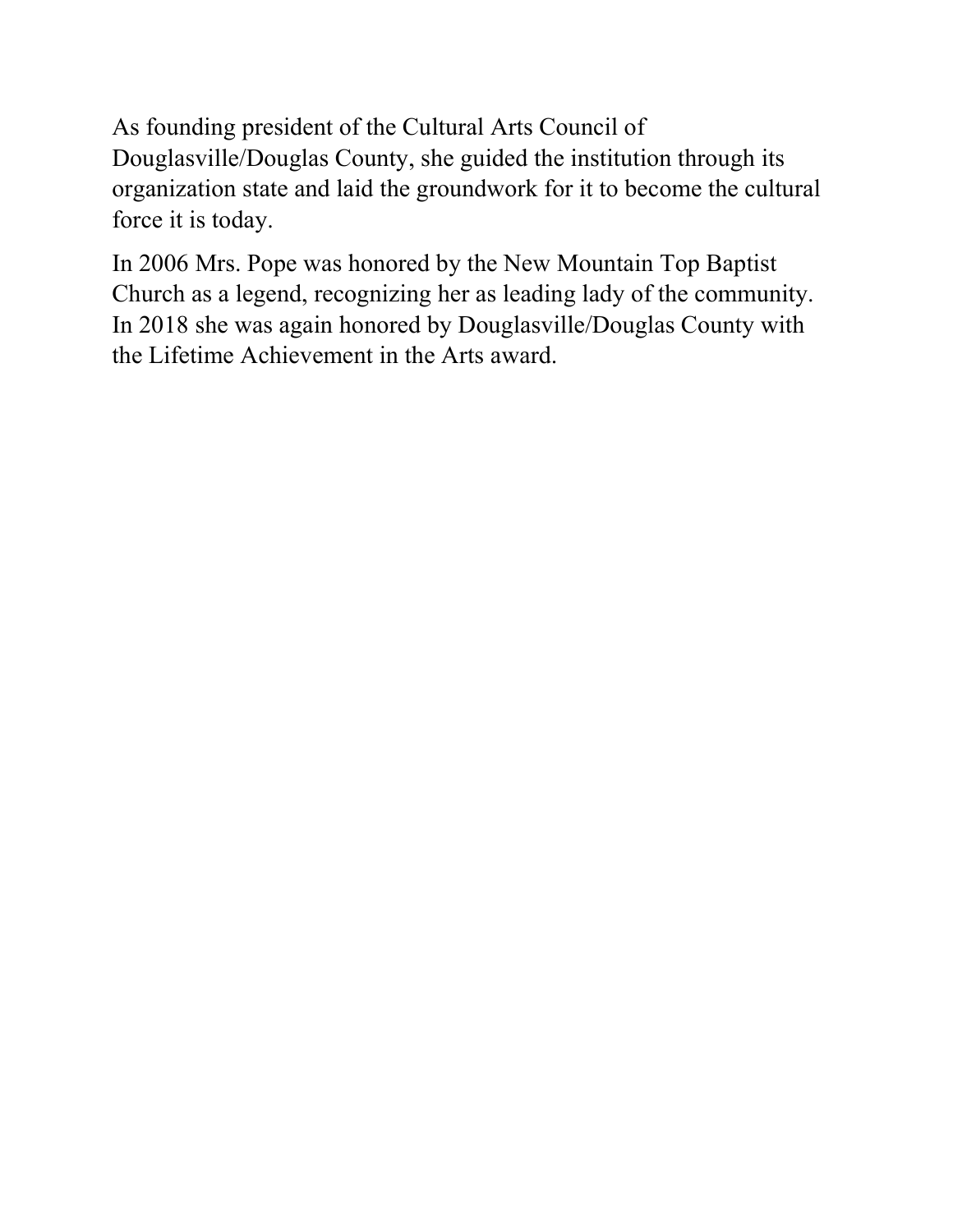As founding president of the Cultural Arts Council of Douglasville/Douglas County, she guided the institution through its organization state and laid the groundwork for it to become the cultural force it is today.

In 2006 Mrs. Pope was honored by the New Mountain Top Baptist Church as a legend, recognizing her as leading lady of the community. In 2018 she was again honored by Douglasville/Douglas County with the Lifetime Achievement in the Arts award.